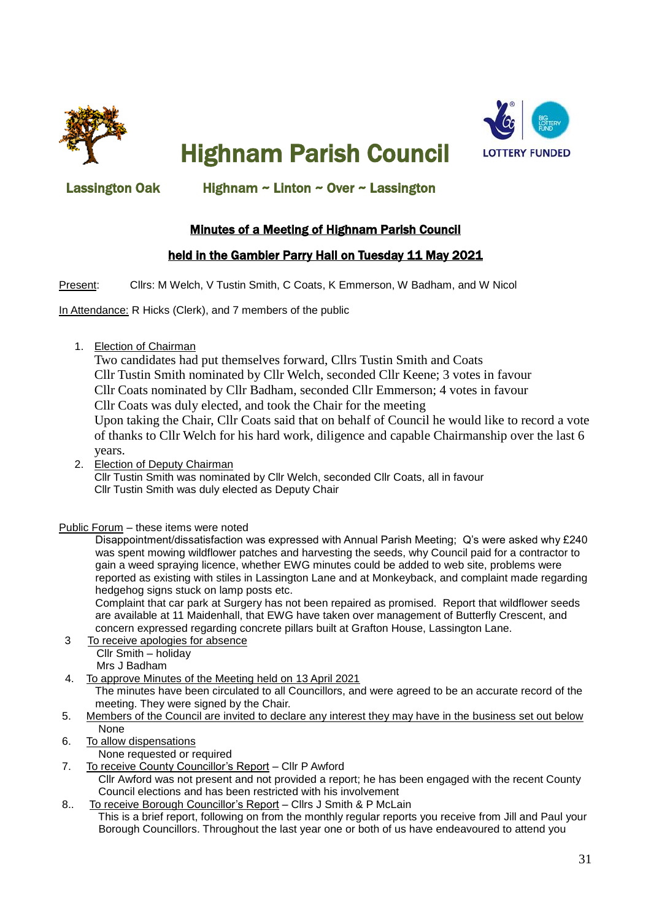# Highnam Parish Council

**Lassington Oak** **Highnam ~ Linton ~ Over ~ Lassington**

LOTTERY FUNDED

## Minutes of a Meeting of Highnam Parish Council

## held in the Gambier Parry Hall on Tuesday 11 May 2021

Present: Cllrs: M Welch, V Tustin Smith, C Coats, K Emmerson, W Badham, and W Nicol

In Attendance: R Hicks (Clerk), and 7 members of the public

1. Election of Chairman
   Two candidates had put themselves forward, Cllrs Tustin Smith and Coats
   Cllr Tustin Smith nominated by Cllr Welch, seconded Cllr Keene; 3 votes in favour
   Cllr Coats nominated by Cllr Badham, seconded Cllr Emmerson; 4 votes in favour
   Cllr Coats was duly elected, and took the Chair for the meeting
   Upon taking the Chair, Cllr Coats said that on behalf of Council he would like to record a vote of thanks to Cllr Welch for his hard work, diligence and capable Chairmanship over the last 6 years.
2. Election of Deputy Chairman
   Cllr Tustin Smith was nominated by Cllr Welch, seconded Cllr Coats, all in favour
   Cllr Tustin Smith was duly elected as Deputy Chair

Public Forum – these items were noted

Disappointment/dissatisfaction was expressed with Annual Parish Meeting; Q's were asked why £240 was spent mowing wildflower patches and harvesting the seeds, why Council paid for a contractor to gain a weed spraying licence, whether EWG minutes could be added to web site, problems were reported as existing with stiles in Lassington Lane and at Monkeyback, and complaint made regarding hedgehog signs stuck on lamp posts etc.

Complaint that car park at Surgery has not been repaired as promised. Report that wildflower seeds are available at 11 Maidenhall, that EWG have taken over management of Butterfly Crescent, and concern expressed regarding concrete pillars built at Grafton House, Lassington Lane.

3. To receive apologies for absence
   Cllr Smith – holiday
   Mrs J Badham
4. To approve Minutes of the Meeting held on 13 April 2021
   The minutes have been circulated to all Councillors, and were agreed to be an accurate record of the meeting. They were signed by the Chair.
5. Members of the Council are invited to declare any interest they may have in the business set out below
   None
6. To allow dispensations
   None requested or required
7. To receive County Councillor's Report – Cllr P Awford
   Cllr Awford was not present and not provided a report; he has been engaged with the recent County Council elections and has been restricted with his involvement
8. To receive Borough Councillor's Report – Cllrs J Smith & P McLain
   This is a brief report, following on from the monthly regular reports you receive from Jill and Paul your Borough Councillors. Throughout the last year one or both of us have endeavoured to attend you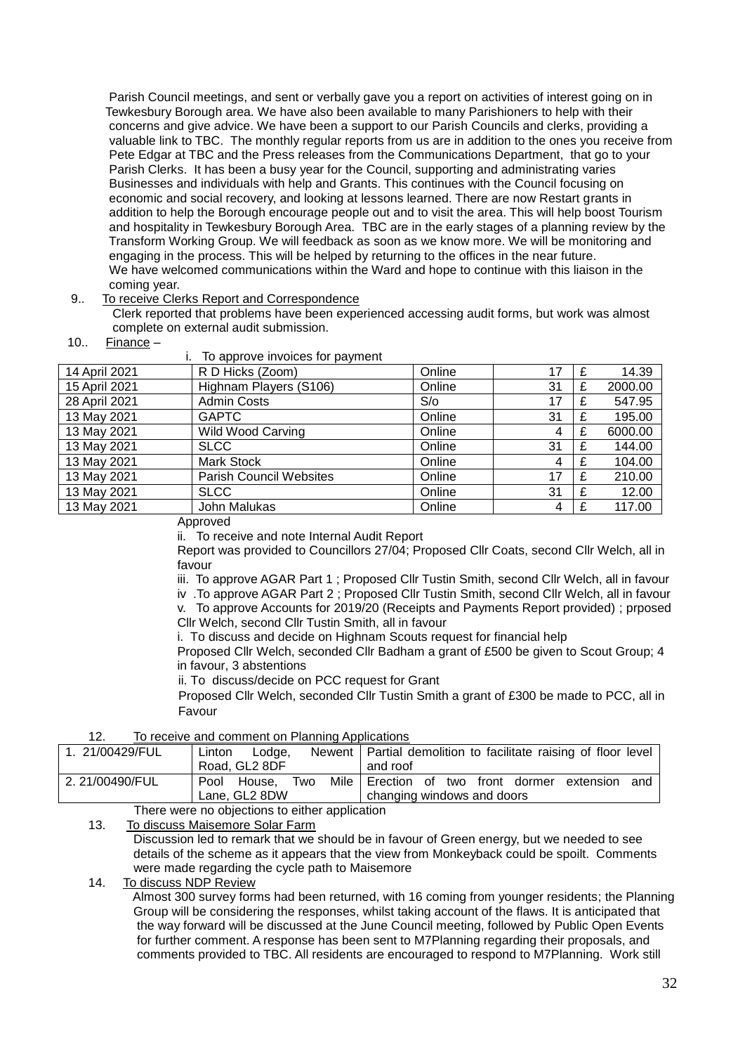Parish Council meetings, and sent or verbally gave you a report on activities of interest going on in Tewkesbury Borough area. We have also been available to many Parishioners to help with their concerns and give advice. We have been a support to our Parish Councils and clerks, providing a valuable link to TBC. The monthly regular reports from us are in addition to the ones you receive from Pete Edgar at TBC and the Press releases from the Communications Department, that go to your Parish Clerks. It has been a busy year for the Council, supporting and administrating varies Businesses and individuals with help and Grants. This continues with the Council focusing on economic and social recovery, and looking at lessons learned. There are now Restart grants in addition to help the Borough encourage people out and to visit the area. This will help boost Tourism and hospitality in Tewkesbury Borough Area. TBC are in the early stages of a planning review by the Transform Working Group. We will feedback as soon as we know more. We will be monitoring and engaging in the process. This will be helped by returning to the offices in the near future.
We have welcomed communications within the Ward and hope to continue with this liaison in the coming year.

9.. To receive Clerks Report and Correspondence

Clerk reported that problems have been experienced accessing audit forms, but work was almost complete on external audit submission.

10.. Finance –

i. To approve invoices for payment

| | | | | | |
|---|---|---|---|---|---|
| 14 April 2021 | R D Hicks (Zoom) | Online | 17 | £ | 14.39 |
| 15 April 2021 | Highnam Players (S106) | Online | 31 | £ | 2000.00 |
| 28 April 2021 | Admin Costs | S/o | 17 | £ | 547.95 |
| 13 May 2021 | GAPTC | Online | 31 | £ | 195.00 |
| 13 May 2021 | Wild Wood Carving | Online | 4 | £ | 6000.00 |
| 13 May 2021 | SLCC | Online | 31 | £ | 144.00 |
| 13 May 2021 | Mark Stock | Online | 4 | £ | 104.00 |
| 13 May 2021 | Parish Council Websites | Online | 17 | £ | 210.00 |
| 13 May 2021 | SLCC | Online | 31 | £ | 12.00 |
| 13 May 2021 | John Malukas | Online | 4 | £ | 117.00 |

Approved

ii. To receive and note Internal Audit Report

Report was provided to Councillors 27/04; Proposed Cllr Coats, second Cllr Welch, all in favour

iii. To approve AGAR Part 1 ; Proposed Cllr Tustin Smith, second Cllr Welch, all in favour

iv .To approve AGAR Part 2 ; Proposed Cllr Tustin Smith, second Cllr Welch, all in favour

v. To approve Accounts for 2019/20 (Receipts and Payments Report provided) ; prposed Cllr Welch, second Cllr Tustin Smith, all in favour

i. To discuss and decide on Highnam Scouts request for financial help

Proposed Cllr Welch, seconded Cllr Badham a grant of £500 be given to Scout Group; 4 in favour, 3 abstentions

ii. To discuss/decide on PCC request for Grant

Proposed Cllr Welch, seconded Cllr Tustin Smith a grant of £300 be made to PCC, all in Favour

12. To receive and comment on Planning Applications

| | | |
|---|---|---|
| 1. 21/00429/FUL | Linton Lodge, Newent Road, GL2 8DF | Partial demolition to facilitate raising of floor level and roof |
| 2. 21/00490/FUL | Pool House, Two Mile Lane, GL2 8DW | Erection of two front dormer extension and changing windows and doors |

There were no objections to either application

13. To discuss Maisemore Solar Farm

Discussion led to remark that we should be in favour of Green energy, but we needed to see details of the scheme as it appears that the view from Monkeyback could be spoilt. Comments were made regarding the cycle path to Maisemore

14. To discuss NDP Review

Almost 300 survey forms had been returned, with 16 coming from younger residents; the Planning Group will be considering the responses, whilst taking account of the flaws. It is anticipated that the way forward will be discussed at the June Council meeting, followed by Public Open Events for further comment. A response has been sent to M7Planning regarding their proposals, and comments provided to TBC. All residents are encouraged to respond to M7Planning. Work still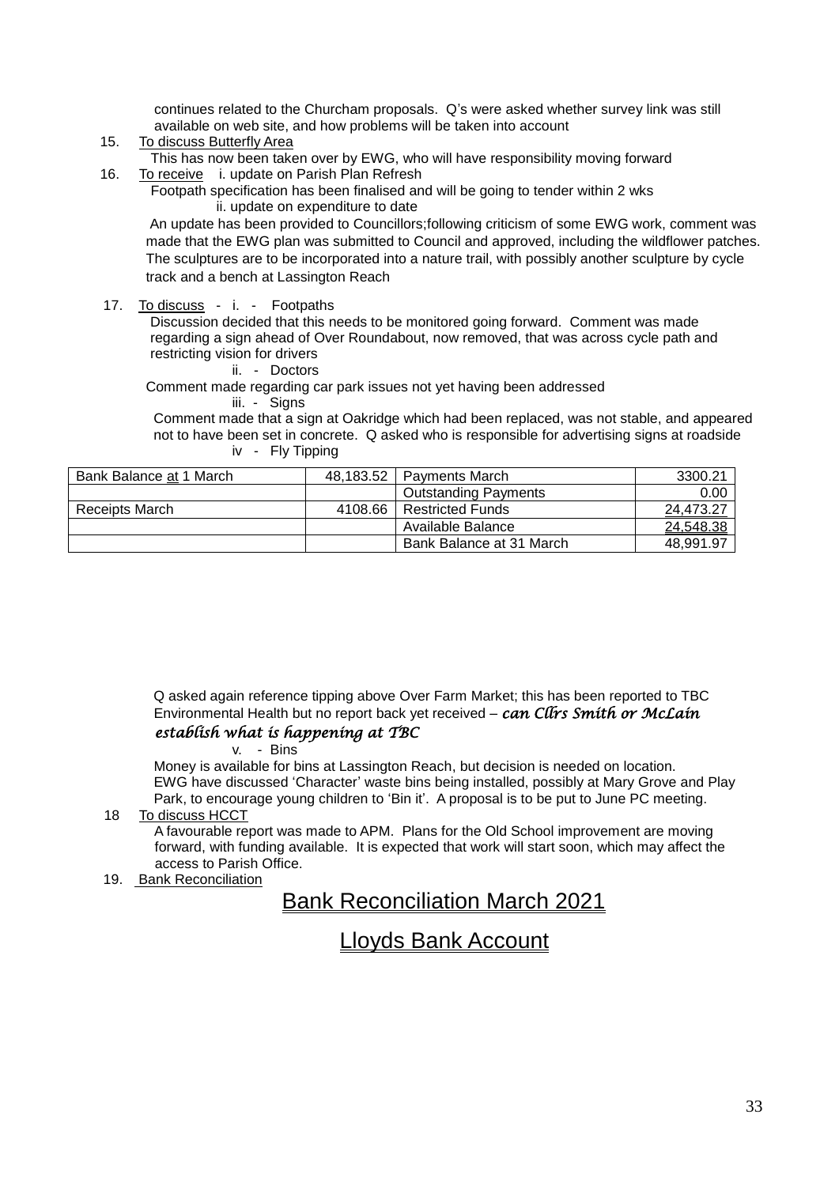continues related to the Churcham proposals. Q's were asked whether survey link was still available on web site, and how problems will be taken into account

15. To discuss Butterfly Area

    This has now been taken over by EWG, who will have responsibility moving forward

16. To receive i. update on Parish Plan Refresh

    Footpath specification has been finalised and will be going to tender within 2 wks

    ii. update on expenditure to date

    An update has been provided to Councillors;following criticism of some EWG work, comment was made that the EWG plan was submitted to Council and approved, including the wildflower patches. The sculptures are to be incorporated into a nature trail, with possibly another sculpture by cycle track and a bench at Lassington Reach

17. To discuss - i. - Footpaths

    Discussion decided that this needs to be monitored going forward. Comment was made regarding a sign ahead of Over Roundabout, now removed, that was across cycle path and restricting vision for drivers

    ii. - Doctors

    Comment made regarding car park issues not yet having been addressed

    iii. - Signs

    Comment made that a sign at Oakridge which had been replaced, was not stable, and appeared not to have been set in concrete. Q asked who is responsible for advertising signs at roadside

    iv - Fly Tipping

| Bank Balance at 1 March | 48,183.52 | Payments March | 3300.21 |
|---|---|---|---|
| | | Outstanding Payments | 0.00 |
| Receipts March | 4108.66 | Restricted Funds | 24,473.27 |
| | | Available Balance | 24,548.38 |
| | | Bank Balance at 31 March | 48,991.97 |

Q asked again reference tipping above Over Farm Market; this has been reported to TBC Environmental Health but no report back yet received – *can Cllrs Smith or McLain establish what is happening at TBC*

v. - Bins

Money is available for bins at Lassington Reach, but decision is needed on location. EWG have discussed 'Character' waste bins being installed, possibly at Mary Grove and Play Park, to encourage young children to 'Bin it'. A proposal is to be put to June PC meeting.

18 To discuss HCCT

A favourable report was made to APM. Plans for the Old School improvement are moving forward, with funding available. It is expected that work will start soon, which may affect the access to Parish Office.

19. Bank Reconciliation

## Bank Reconciliation March 2021

## Lloyds Bank Account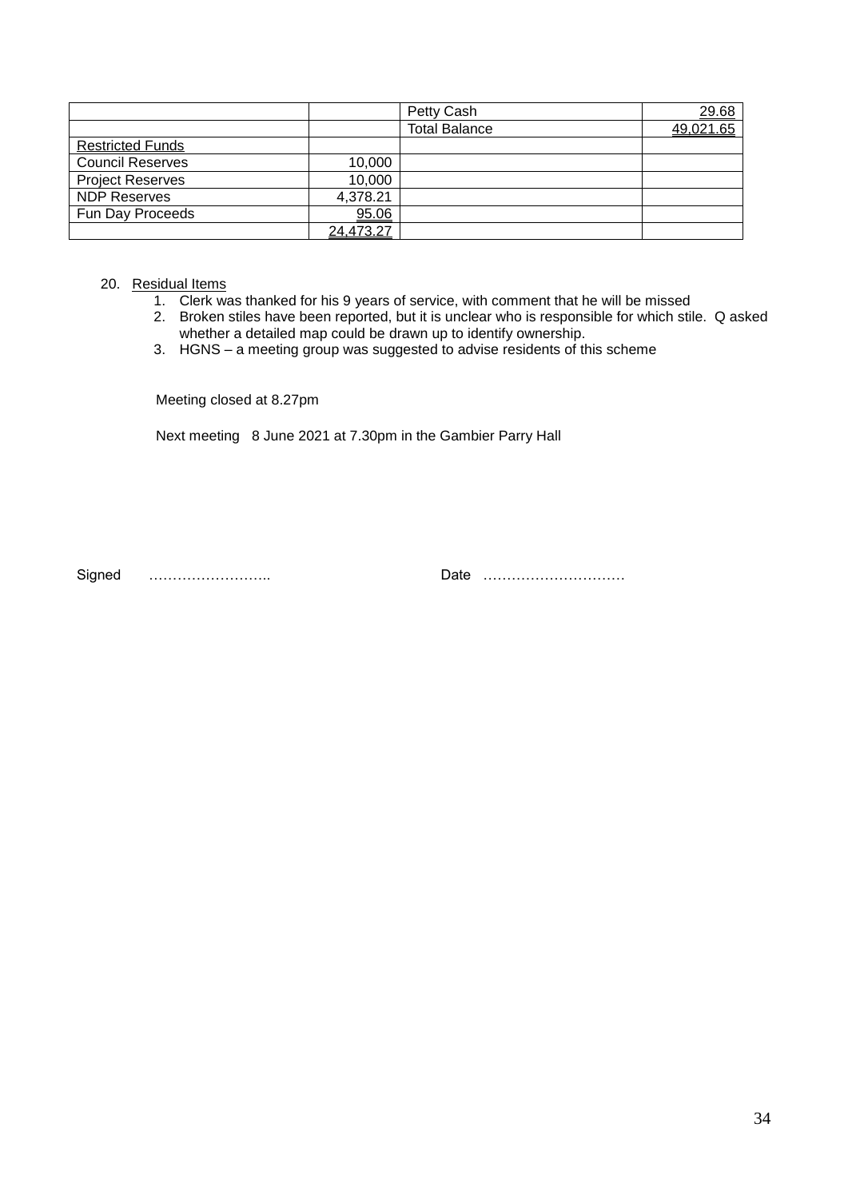| | | | |
|---|---|---|---|
| | | Petty Cash | 29.68 |
| | | Total Balance | 49,021.65 |
| Restricted Funds | | | |
| Council Reserves | 10,000 | | |
| Project Reserves | 10,000 | | |
| NDP Reserves | 4,378.21 | | |
| Fun Day Proceeds | 95.06 | | |
| | 24,473.27 | | |

20. Residual Items
    1. Clerk was thanked for his 9 years of service, with comment that he will be missed
    2. Broken stiles have been reported, but it is unclear who is responsible for which stile. Q asked whether a detailed map could be drawn up to identify ownership.
    3. HGNS – a meeting group was suggested to advise residents of this scheme

Meeting closed at 8.27pm

Next meeting 8 June 2021 at 7.30pm in the Gambier Parry Hall

Signed …………………….. Date …………………………